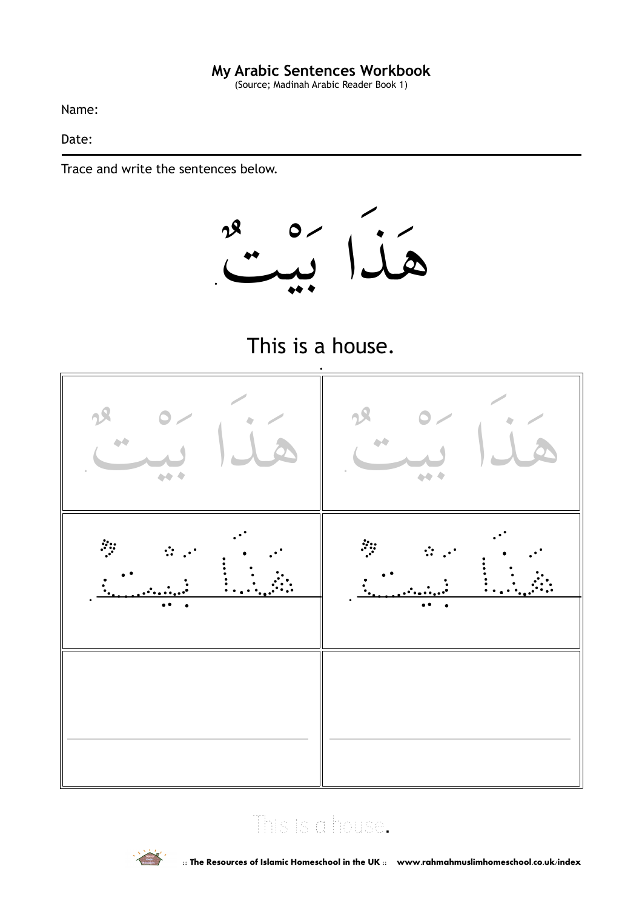**My Arabic Sentences Workbook**
(Source; Madinah Arabic Reader Book 1)

Name:

Date:

Trace and write the sentences below.

# هَذَا بَيْتٌ.

This is a house.

| | |
|---|---|
| هَذَا بَيْتٌ. | هَذَا بَيْتٌ. |
| هَذَا بَيْتٌ. | هَذَا بَيْتٌ. |
| | |

This is a house.

:: The Resources of Islamic Homeschool in the UK :: www.rahmahmuslimhomeschool.co.uk/index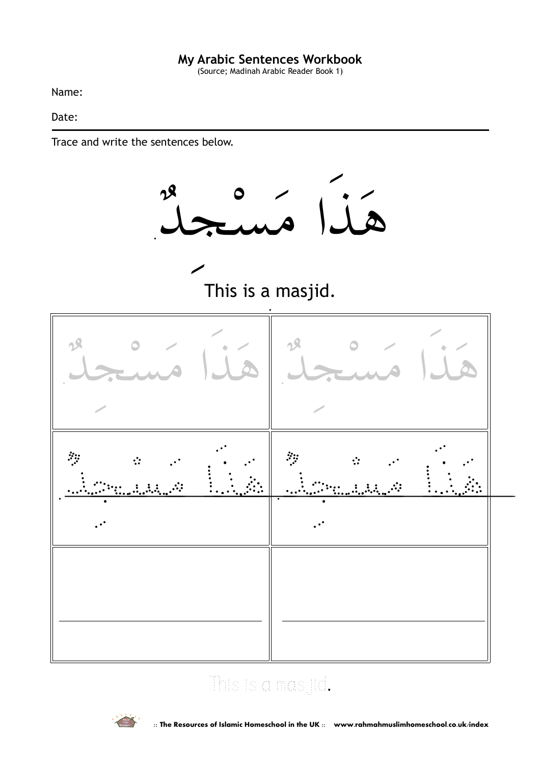**My Arabic Sentences Workbook**
(Source; Madinah Arabic Reader Book 1)

Name:

Date:

---

Trace and write the sentences below.

# هَذَا مَسْجِدٌ

This is a masjid.

| | |
|---|---|
| هَذَا مَسْجِدٌ | هَذَا مَسْجِدٌ |
| هَذَا مَسْجِدٌ | هَذَا مَسْجِدٌ |
| | |

This is a masjid.

:: The Resources of Islamic Homeschool in the UK :: www.rahmahmuslimhomeschool.co.uk/index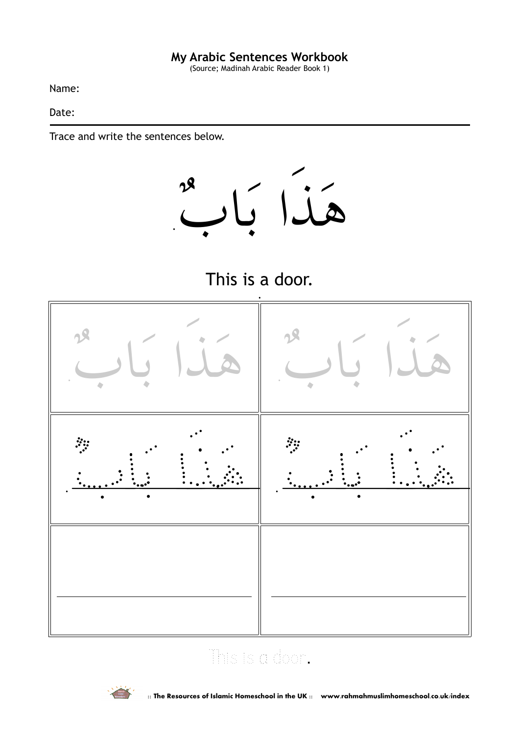**My Arabic Sentences Workbook**
(Source; Madinah Arabic Reader Book 1)

Name:

Date:

---

Trace and write the sentences below.

# هَذَا بَابٌ.

This is a door.

| | |
|---|---|
| هَذَا بَابٌ. | هَذَا بَابٌ. |
| هَذَا بَابٌ. | هَذَا بَابٌ. |
| | |

This is a door.

:: The Resources of Islamic Homeschool in the UK :: www.rahmahmuslimhomeschool.co.uk/index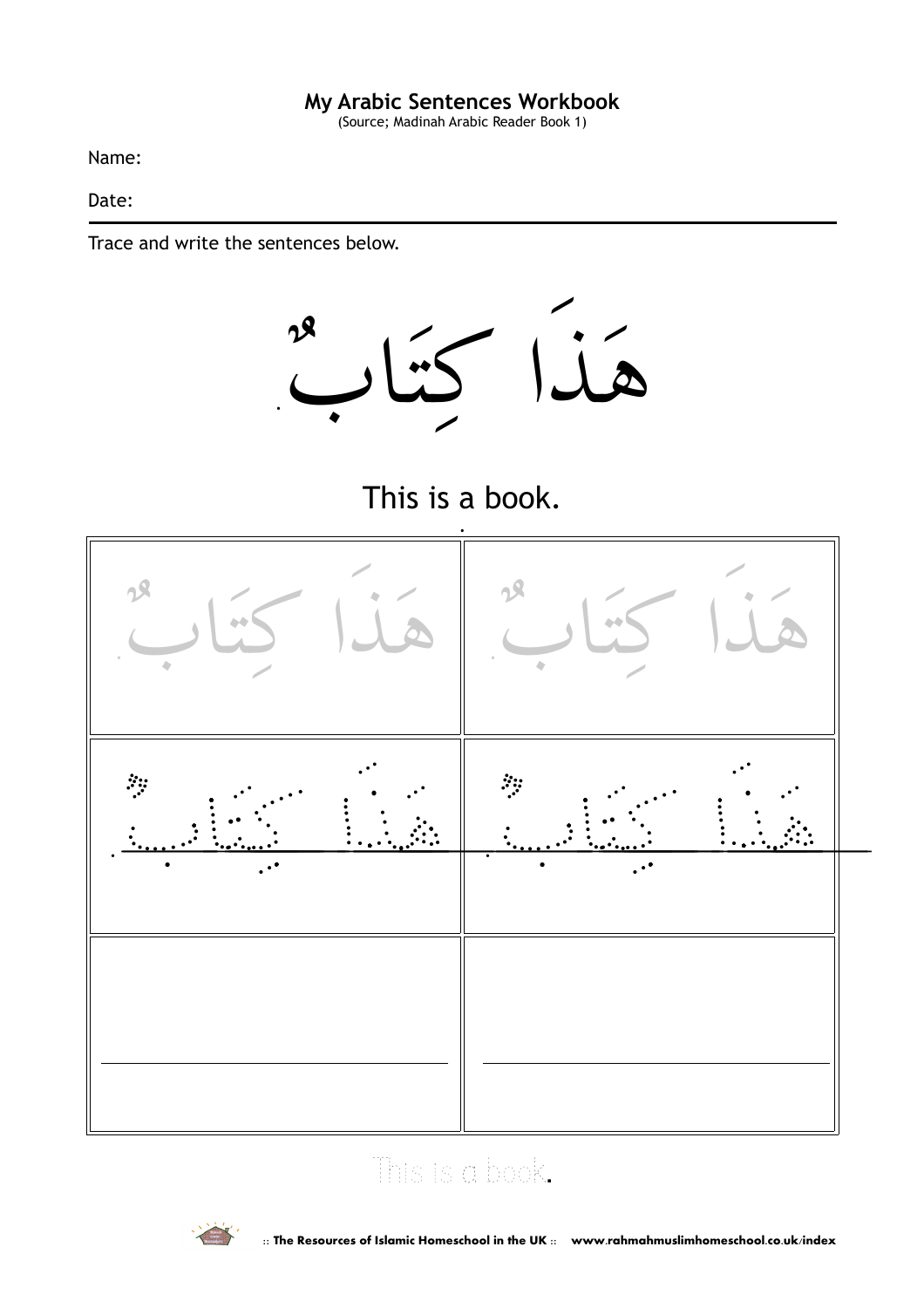**My Arabic Sentences Workbook**
(Source; Madinah Arabic Reader Book 1)

Name:

Date:

Trace and write the sentences below.

# هَذَا كِتَابٌ.

This is a book.

| | |
|---|---|
| هَذَا كِتَابٌ. | هَذَا كِتَابٌ. |
| هَذَا كِتَابٌ. | هَذَا كِتَابٌ. |
| | |

This is a book.

:: The Resources of Islamic Homeschool in the UK :: www.rahmahmuslimhomeschool.co.uk/index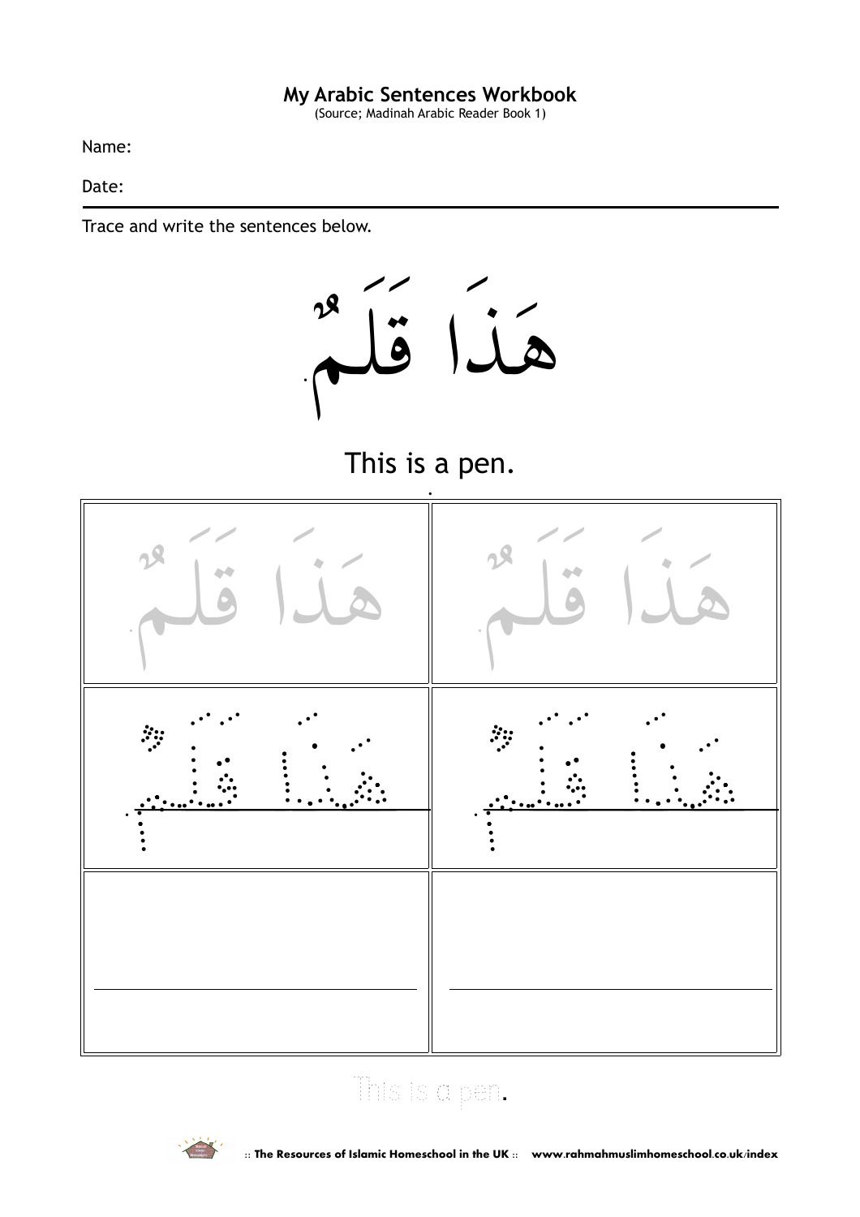**My Arabic Sentences Workbook**
(Source; Madinah Arabic Reader Book 1)

Name:

Date:

---

Trace and write the sentences below.

# هَذَا قَلَمٌ.

This is a pen.

| | |
|---|---|
| هَذَا قَلَمٌ. | هَذَا قَلَمٌ. |
| هَذَا قَلَمٌ | هَذَا قَلَمٌ |
| | |

This is a pen.

:: The Resources of Islamic Homeschool in the UK :: www.rahmahmuslimhomeschool.co.uk/index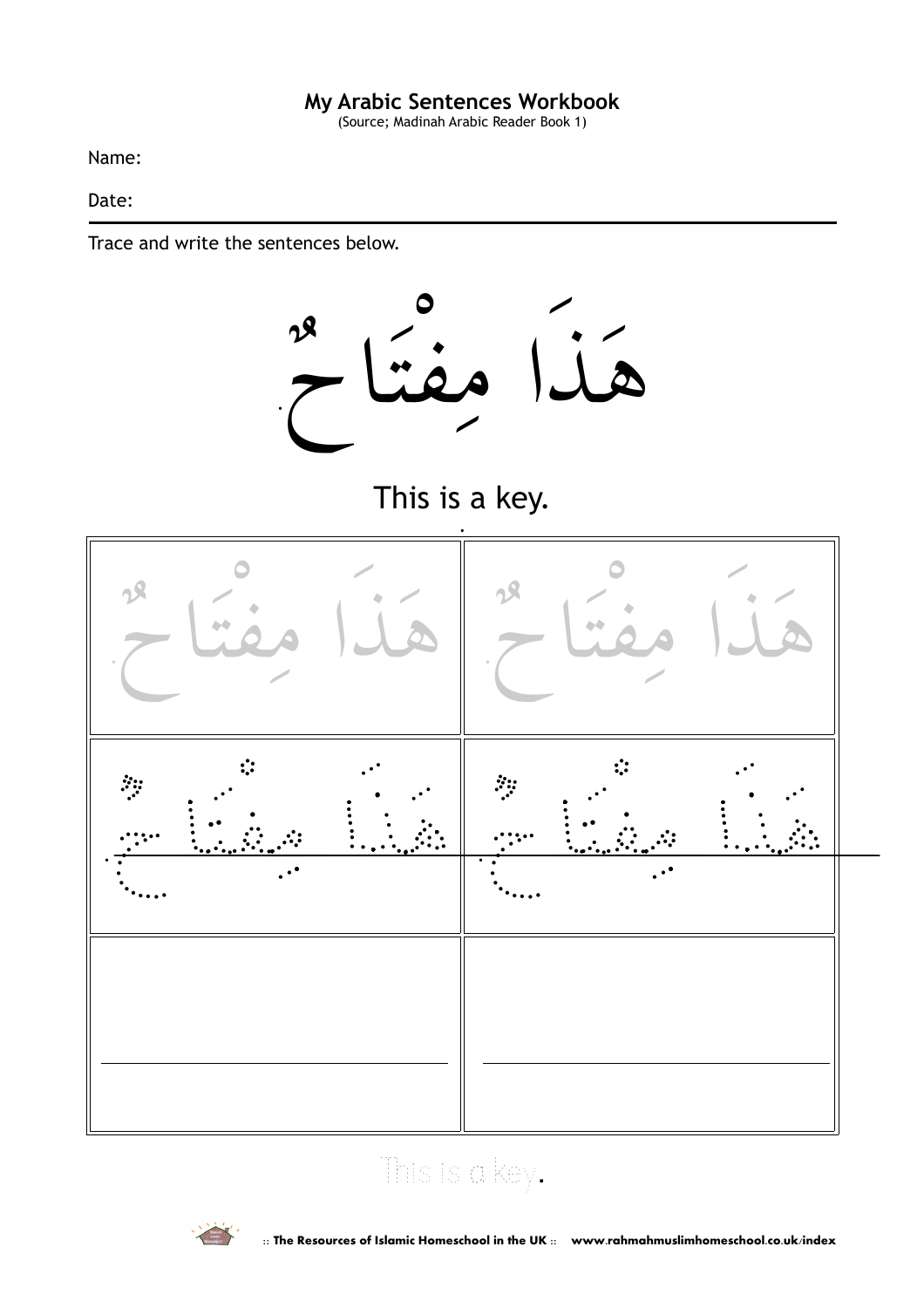**My Arabic Sentences Workbook**
(Source; Madinah Arabic Reader Book 1)

Name:

Date:

---

Trace and write the sentences below.

# هَذَا مِفْتَاحٌ

This is a key.

| | |
|---|---|
| هَذَا مِفْتَاحٌ | هَذَا مِفْتَاحٌ |
| هَذَا مِفْتَاحٌ | هَذَا مِفْتَاحٌ |
| | |

This is a key.

:: The Resources of Islamic Homeschool in the UK :: www.rahmahmuslimhomeschool.co.uk/index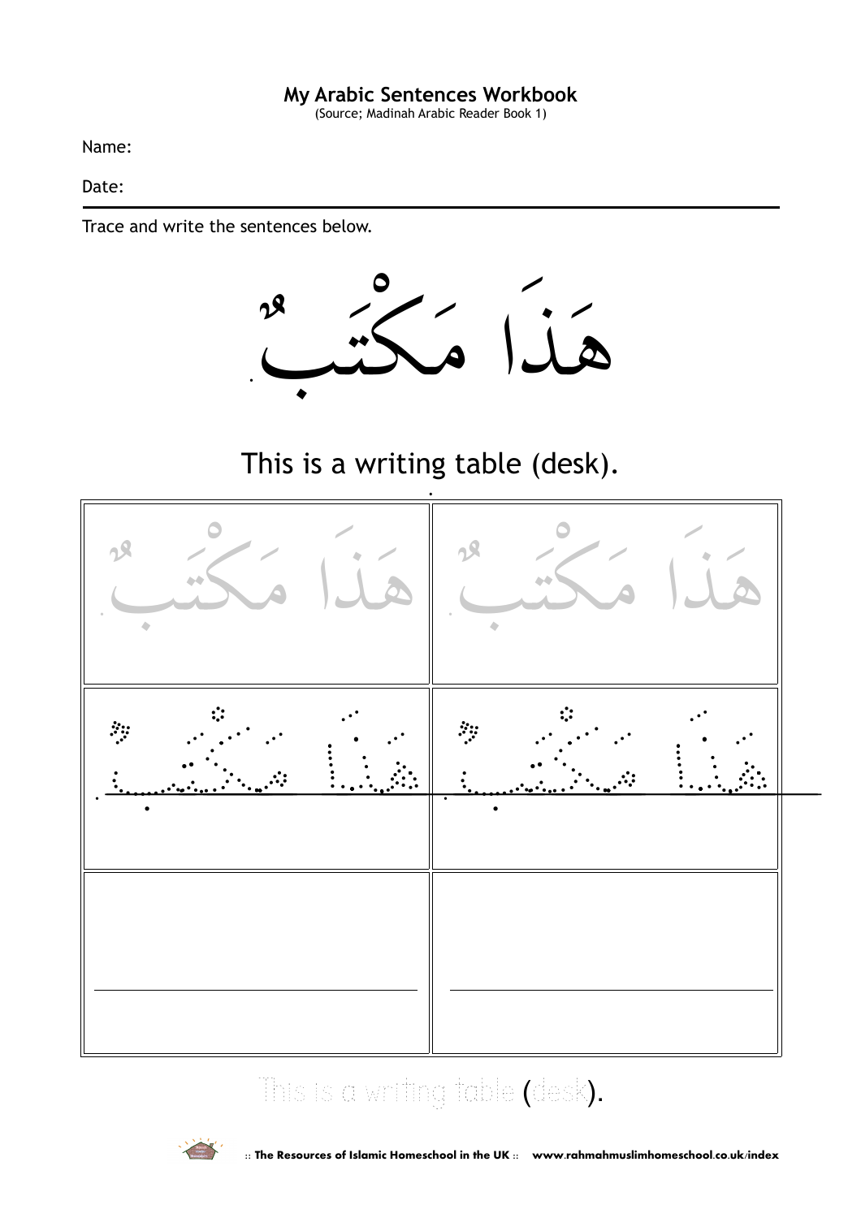**My Arabic Sentences Workbook**
(Source; Madinah Arabic Reader Book 1)

Name:

Date:

---

Trace and write the sentences below.

# هَذَا مَكْتَبٌ.

This is a writing table (desk).

| | |
|---|---|
| هَذَا مَكْتَبٌ. | هَذَا مَكْتَبٌ. |
| هَذَا مَكْتَبٌ. | هَذَا مَكْتَبٌ. |
| | |

This is a writing table (desk).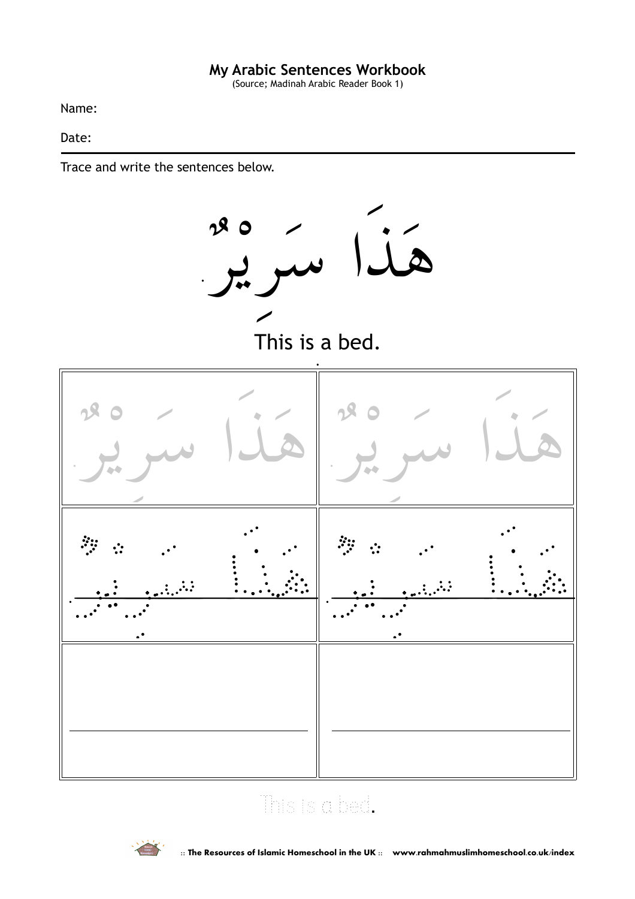**My Arabic Sentences Workbook**
(Source; Madinah Arabic Reader Book 1)

Name:

Date:

Trace and write the sentences below.

# هَذَا سَرِيْرٌ.

This is a bed.

| | |
|---|---|
| هَذَا سَرِيْرٌ. | هَذَا سَرِيْرٌ. |
| هَذَا سَرِيْرٌ. | هَذَا سَرِيْرٌ. |
| | |

This is a bed.

:: The Resources of Islamic Homeschool in the UK :: www.rahmahmuslimhomeschool.co.uk/index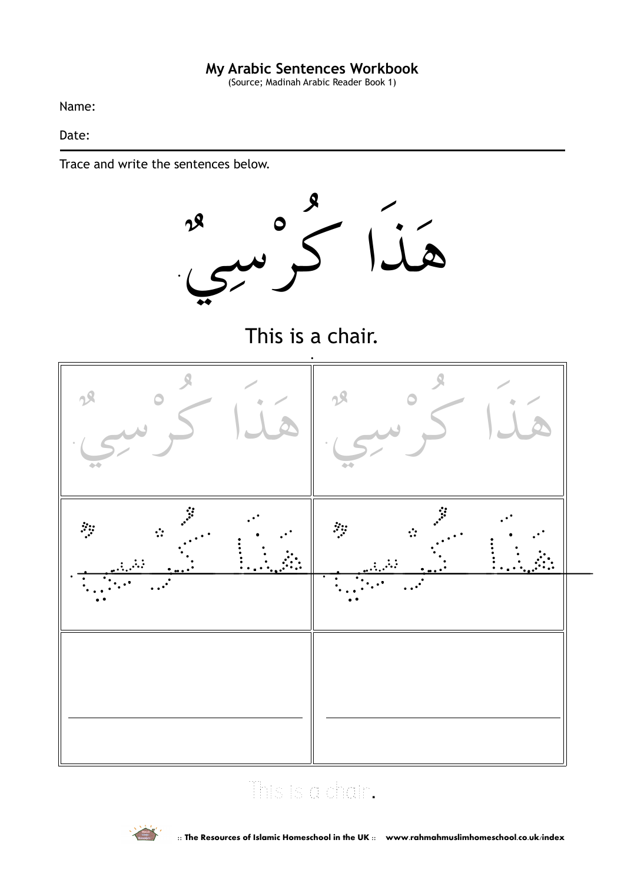**My Arabic Sentences Workbook**
(Source; Madinah Arabic Reader Book 1)

Name:

Date:

---

Trace and write the sentences below.

# هَذَا كُرْسِيٌّ.

This is a chair.

| | |
|---|---|
| هَذَا كُرْسِيٌّ. | هَذَا كُرْسِيٌّ. |
| هَذَا كُرْسِيٌّ. | هَذَا كُرْسِيٌّ. |
| | |

This is a chair.

:: The Resources of Islamic Homeschool in the UK :: www.rahmahmuslimhomeschool.co.uk/index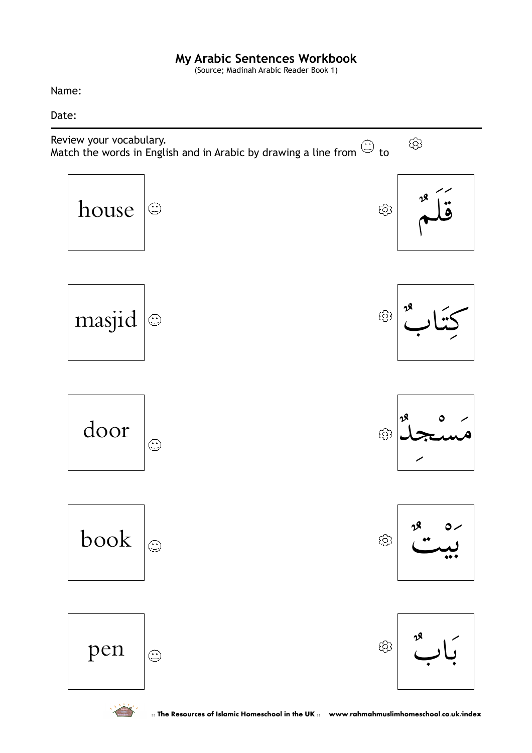# My Arabic Sentences Workbook

(Source; Madinah Arabic Reader Book 1)

Name:

Date:

Review your vocabulary.
Match the words in English and in Arabic by drawing a line from ☺ to ❀

| English | | | Arabic |
|---|---|---|---|
| house | ☺ | ❀ | قَلَمٌ |
| masjid | ☺ | ❀ | كِتَابٌ |
| door | ☺ | ❀ | مَسْجِدٌ |
| book | ☺ | ❀ | بَيْتٌ |
| pen | ☺ | ❀ | بَابٌ |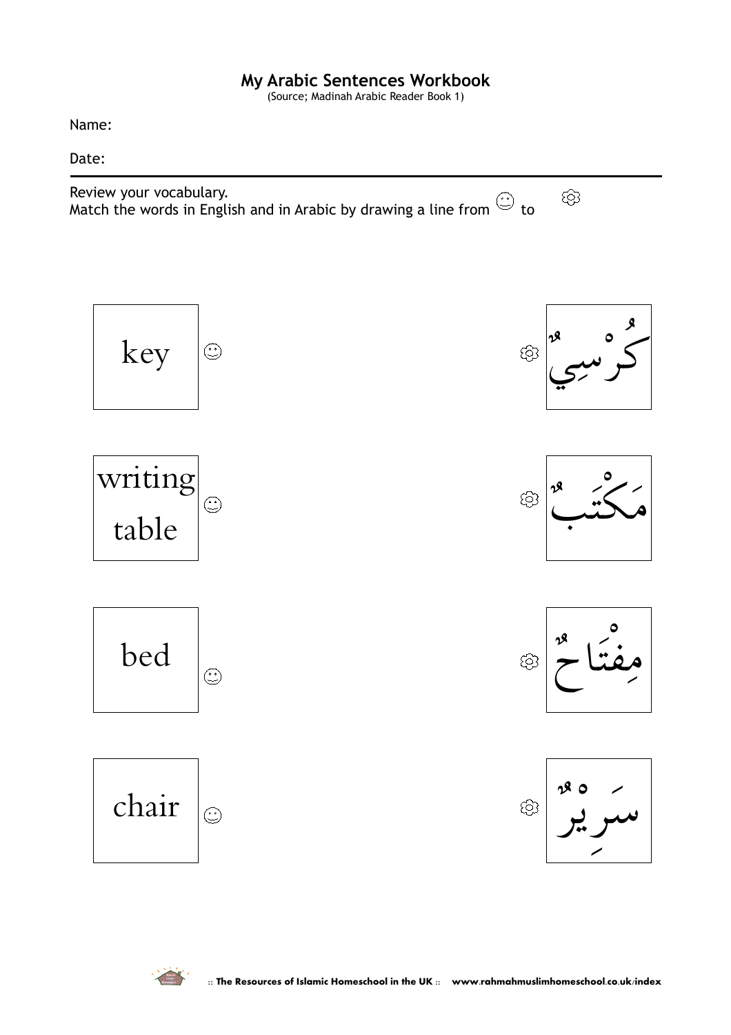**My Arabic Sentences Workbook**
(Source; Madinah Arabic Reader Book 1)

Name:

Date:

---

Review your vocabulary.
Match the words in English and in Arabic by drawing a line from ☺ to ✿

| | |
|---|---|
| key ☺ | ✿ كُرْسِيٌّ |
| writing table ☺ | ✿ مَكْتَبٌ |
| bed ☺ | ✿ مِفْتَاحٌ |
| chair ☺ | ✿ سَرِيْرٌ |

:: The Resources of Islamic Homeschool in the UK :: www.rahmahmuslimhomeschool.co.uk/index